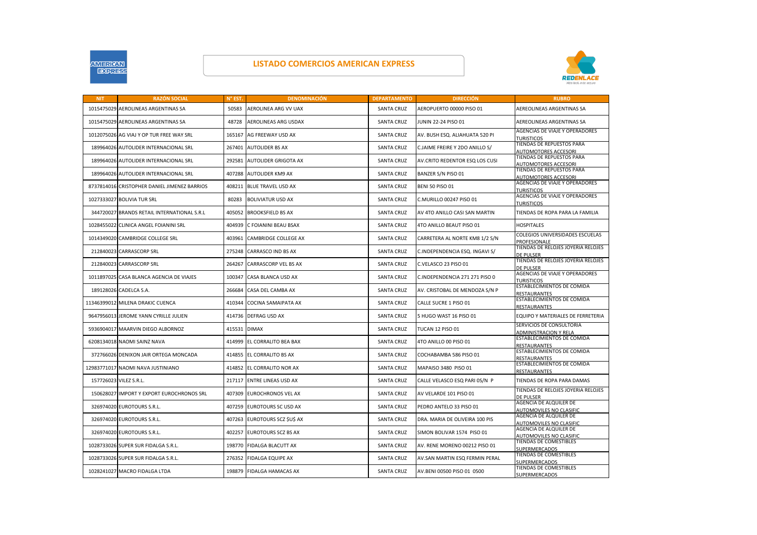# LISTADO COMERCIOS AMERICAN EXPRESS

| NIT | RAZÓN SOCIAL | N° EST. | DENOMINACIÓN | DEPARTAMENTO | DIRECCIÓN | RUBRO |
|---|---|---|---|---|---|---|
| 1015475029 | AEROLINEAS ARGENTINAS SA | 50583 | AEROLINEA ARG VV UAX | SANTA CRUZ | AEROPUERTO 00000 PISO 01 | AEREOLINEAS ARGENTINAS SA |
| 1015475029 | AEROLINEAS ARGENTINAS SA | 48728 | AEROLINEAS ARG USDAX | SANTA CRUZ | JUNIN 22-24 PISO 01 | AEREOLINEAS ARGENTINAS SA |
| 1012075026 | AG VIAJ Y OP TUR FREE WAY SRL | 165167 | AG FREEWAY USD AX | SANTA CRUZ | AV. BUSH ESQ. ALIAHUATA 520 PI | AGENCIAS DE VIAJE Y OPERADORES TURISTICOS |
| 189964026 | AUTOLIDER INTERNACIONAL SRL | 267401 | AUTOLIDER BS AX | SANTA CRUZ | C.JAIME FREIRE Y 2DO ANILLO S/ | TIENDAS DE REPUESTOS PARA AUTOMOTORES ACCESORI |
| 189964026 | AUTOLIDER INTERNACIONAL SRL | 292581 | AUTOLIDER GRIGOTA AX | SANTA CRUZ | AV.CRITO REDENTOR ESQ LOS CUSI | TIENDAS DE REPUESTOS PARA AUTOMOTORES ACCESORI |
| 189964026 | AUTOLIDER INTERNACIONAL SRL | 407288 | AUTOLIDER KM9 AX | SANTA CRUZ | BANZER S/N PISO 01 | TIENDAS DE REPUESTOS PARA AUTOMOTORES ACCESORI |
| 8737814016 | CRISTOPHER DANIEL JIMENEZ BARRIOS | 408211 | BLUE TRAVEL USD AX | SANTA CRUZ | BENI 50 PISO 01 | AGENCIAS DE VIAJE Y OPERADORES TURISTICOS |
| 1027333027 | BOLIVIA TUR SRL | 80283 | BOLIVIATUR USD AX | SANTA CRUZ | C.MURILLO 00247 PISO 01 | AGENCIAS DE VIAJE Y OPERADORES TURISTICOS |
| 344720027 | BRANDS RETAIL INTERNATIONAL S.R.L | 405052 | BROOKSFIELD BS AX | SANTA CRUZ | AV 4TO ANILLO CASI SAN MARTIN | TIENDAS DE ROPA PARA LA FAMILIA |
| 1028455022 | CLINICA ANGEL FOIANINI SRL | 404939 | C FOIANINI BEAU BSAX | SANTA CRUZ | 4TO ANILLO BEAUT PISO 01 | HOSPITALES |
| 1014349020 | CAMBRIDGE COLLEGE SRL | 403961 | CAMBRIDGE COLLEGE AX | SANTA CRUZ | CARRETERA AL NORTE KM8 1/2 S/N | COLEGIOS UNIVERSIDADES ESCUELAS PROFESIONALE |
| 212840023 | CARRASCORP SRL | 275248 | CARRASCO IND BS AX | SANTA CRUZ | C.INDEPENDENCIA ESQ. INGAVI S/ | TIENDAS DE RELOJES JOYERIA RELOJES DE PULSER |
| 212840023 | CARRASCORP SRL | 264267 | CARRASCORP VEL BS AX | SANTA CRUZ | C.VELASCO 23 PISO 01 | TIENDAS DE RELOJES JOYERIA RELOJES DE PULSER |
| 1011897025 | CASA BLANCA AGENCIA DE VIAJES | 100347 | CASA BLANCA USD AX | SANTA CRUZ | C.INDEPENDENCIA 271 271 PISO 0 | AGENCIAS DE VIAJE Y OPERADORES TURISTICOS |
| 189128026 | CADELCA S.A. | 266684 | CASA DEL CAMBA AX | SANTA CRUZ | AV. CRISTOBAL DE MENDOZA S/N P | ESTABLECIMIENTOS DE COMIDA RESTAURANTES |
| 11346399012 | MILENA DRAKIC CUENCA | 410344 | COCINA SAMAIPATA AX | SANTA CRUZ | CALLE SUCRE 1 PISO 01 | ESTABLECIMIENTOS DE COMIDA RESTAURANTES |
| 9647956013 | JEROME YANN CYRILLE JULIEN | 414736 | DEFRAG USD AX | SANTA CRUZ | 5 HUGO WAST 16 PISO 01 | EQUIPO Y MATERIALES DE FERRETERIA |
| 5936904017 | MAARVIN DIEGO ALBORNOZ | 415531 | DIMAX | SANTA CRUZ | TUCAN 12 PISO 01 | SERVICIOS DE CONSULTORIA ADMINISTRACION Y RELA |
| 6208134018 | NAOMI SAINZ NAVA | 414999 | EL CORRALITO BEA BAX | SANTA CRUZ | 4TO ANILLO 00 PISO 01 | ESTABLECIMIENTOS DE COMIDA RESTAURANTES |
| 372766026 | DENIXON JAIR ORTEGA MONCADA | 414855 | EL CORRALITO BS AX | SANTA CRUZ | COCHABAMBA 586 PISO 01 | ESTABLECIMIENTOS DE COMIDA RESTAURANTES |
| 12983771017 | NAOMI NAVA JUSTINIANO | 414852 | EL CORRALITO NOR AX | SANTA CRUZ | MAPAISO 3480 PISO 01 | ESTABLECIMIENTOS DE COMIDA RESTAURANTES |
| 157726023 | VILEZ S.R.L. | 217117 | ENTRE LINEAS USD AX | SANTA CRUZ | CALLE VELASCO ESQ PARI 0S/N P | TIENDAS DE ROPA PARA DAMAS |
| 150628027 | IMPORT Y EXPORT EUROCHRONOS SRL | 407309 | EUROCHRONOS VEL AX | SANTA CRUZ | AV VELARDE 101 PISO 01 | TIENDAS DE RELOJES JOYERIA RELOJES DE PULSER |
| 326974020 | EUROTOURS S.R.L. | 407259 | EUROTOURS SC USD AX | SANTA CRUZ | PEDRO ANTELO 33 PISO 01 | AGENCIA DE ALQUILER DE AUTOMOVILES NO CLASIFIC |
| 326974020 | EUROTOURS S.R.L. | 407263 | EUROTOURS SCZ $U$ AX | SANTA CRUZ | DRA. MARIA DE OLIVEIRA 100 PIS | AGENCIA DE ALQUILER DE AUTOMOVILES NO CLASIFIC |
| 326974020 | EUROTOURS S.R.L. | 402257 | EUROTOURS SCZ BS AX | SANTA CRUZ | SIMON BOLIVAR 1574 PISO 01 | AGENCIA DE ALQUILER DE AUTOMOVILES NO CLASIFIC |
| 1028733026 | SUPER SUR FIDALGA S.R.L. | 198770 | FIDALGA BLACUTT AX | SANTA CRUZ | AV. RENE MORENO 00212 PISO 01 | TIENDAS DE COMESTIBLES SUPERMERCADOS |
| 1028733026 | SUPER SUR FIDALGA S.R.L. | 276352 | FIDALGA EQUIPE AX | SANTA CRUZ | AV.SAN MARTIN ESQ FERMIN PERAL | TIENDAS DE COMESTIBLES SUPERMERCADOS |
| 1028241027 | MACRO FIDALGA LTDA | 198879 | FIDALGA HAMACAS AX | SANTA CRUZ | AV.BENI 00500 PISO 01 0500 | TIENDAS DE COMESTIBLES SUPERMERCADOS |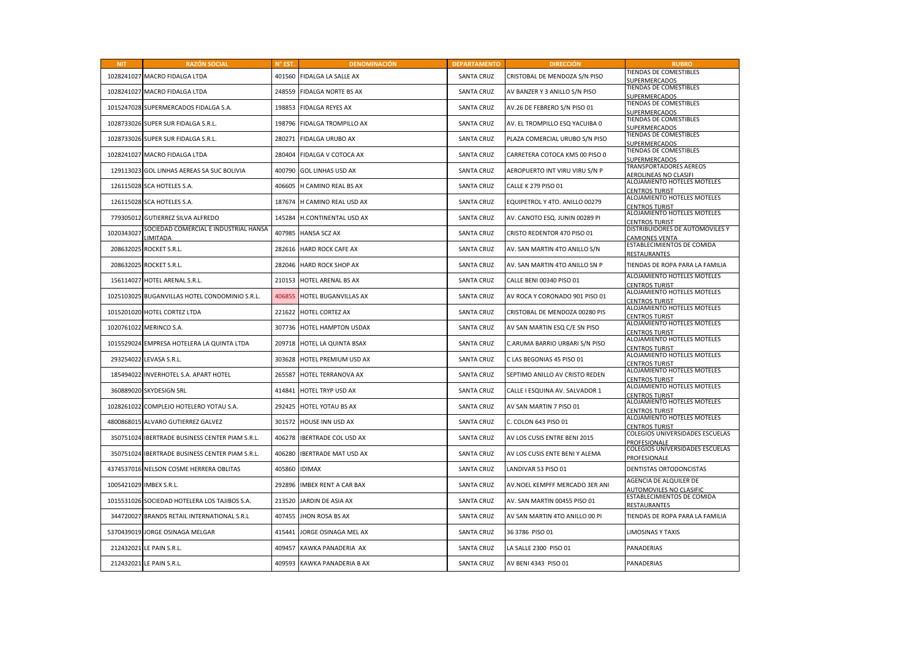| NIT | RAZÓN SOCIAL | N° EST. | DENOMINACIÓN | DEPARTAMENTO | DIRECCIÓN | RUBRO |
|---|---|---|---|---|---|---|
| 1028241027 | MACRO FIDALGA LTDA | 401560 | FIDALGA LA SALLE AX | SANTA CRUZ | CRISTOBAL DE MENDOZA S/N PISO | TIENDAS DE COMESTIBLES SUPERMERCADOS |
| 1028241027 | MACRO FIDALGA LTDA | 248559 | FIDALGA NORTE BS AX | SANTA CRUZ | AV BANZER Y 3 ANILLO S/N PISO | TIENDAS DE COMESTIBLES SUPERMERCADOS |
| 1015247028 | SUPERMERCADOS FIDALGA S.A. | 198853 | FIDALGA REYES AX | SANTA CRUZ | AV.26 DE FEBRERO S/N PISO 01 | TIENDAS DE COMESTIBLES SUPERMERCADOS |
| 1028733026 | SUPER SUR FIDALGA S.R.L. | 198796 | FIDALGA TROMPILLO AX | SANTA CRUZ | AV. EL TROMPILLO ESQ YACUIBA 0 | TIENDAS DE COMESTIBLES SUPERMERCADOS |
| 1028733026 | SUPER SUR FIDALGA S.R.L. | 280271 | FIDALGA URUBO AX | SANTA CRUZ | PLAZA COMERCIAL URUBO S/N PISO | TIENDAS DE COMESTIBLES SUPERMERCADOS |
| 1028241027 | MACRO FIDALGA LTDA | 280404 | FIDALGA V COTOCA AX | SANTA CRUZ | CARRETERA COTOCA KM5 00 PISO 0 | TIENDAS DE COMESTIBLES SUPERMERCADOS |
| 129113023 | GOL LINHAS AEREAS SA SUC BOLIVIA | 400790 | GOL LINHAS USD AX | SANTA CRUZ | AEROPUERTO INT VIRU VIRU S/N P | TRANSPORTADORES AEREOS AEROLINEAS NO CLASIFI |
| 126115028 | SCA HOTELES S.A. | 406605 | H CAMINO REAL BS AX | SANTA CRUZ | CALLE K 279 PISO 01 | ALOJAMIENTO HOTELES MOTELES CENTROS TURIST |
| 126115028 | SCA HOTELES S.A. | 187674 | H CAMINO REAL USD AX | SANTA CRUZ | EQUIPETROL Y 4TO. ANILLO 00279 | ALOJAMIENTO HOTELES MOTELES CENTROS TURIST |
| 779305012 | GUTIERREZ SILVA ALFREDO | 145284 | H.CONTINENTAL USD AX | SANTA CRUZ | AV. CANOTO ESQ. JUNIN 00289 PI | ALOJAMIENTO HOTELES MOTELES CENTROS TURIST |
| 1020343027 | SOCIEDAD COMERCIAL E INDUSTRIAL HANSA LIMITADA | 407985 | HANSA SCZ AX | SANTA CRUZ | CRISTO REDENTOR 470 PISO 01 | DISTRIBUIDORES DE AUTOMOVILES Y CAMIONES VENTA |
| 208632025 | ROCKET S.R.L. | 282616 | HARD ROCK CAFE AX | SANTA CRUZ | AV. SAN MARTIN 4TO ANILLO S/N | ESTABLECIMIENTOS DE COMIDA RESTAURANTES |
| 208632025 | ROCKET S.R.L. | 282046 | HARD ROCK SHOP AX | SANTA CRUZ | AV. SAN MARTIN 4TO ANILLO SN P | TIENDAS DE ROPA PARA LA FAMILIA |
| 156114027 | HOTEL ARENAL S.R.L. | 210153 | HOTEL ARENAL BS AX | SANTA CRUZ | CALLE BENI 00340 PISO 01 | ALOJAMIENTO HOTELES MOTELES CENTROS TURIST |
| 1025103025 | BUGANVILLAS HOTEL CONDOMINIO S.R.L. | 406855 | HOTEL BUGANVILLAS AX | SANTA CRUZ | AV ROCA Y CORONADO 901 PISO 01 | ALOJAMIENTO HOTELES MOTELES CENTROS TURIST |
| 1015201020 | HOTEL CORTEZ LTDA | 221622 | HOTEL CORTEZ AX | SANTA CRUZ | CRISTOBAL DE MENDOZA 00280 PIS | ALOJAMIENTO HOTELES MOTELES CENTROS TURIST |
| 1020761022 | MERINCO S.A. | 307736 | HOTEL HAMPTON USDAX | SANTA CRUZ | AV SAN MARTIN ESQ C/E SN PISO | ALOJAMIENTO HOTELES MOTELES CENTROS TURIST |
| 1015529024 | EMPRESA HOTELERA LA QUINTA LTDA | 209718 | HOTEL LA QUINTA BSAX | SANTA CRUZ | C.ARUMA BARRIO URBARI S/N PISO | ALOJAMIENTO HOTELES MOTELES CENTROS TURIST |
| 293254022 | LEVASA S.R.L. | 303628 | HOTEL PREMIUM USD AX | SANTA CRUZ | C LAS BEGONIAS 45 PISO 01 | ALOJAMIENTO HOTELES MOTELES CENTROS TURIST |
| 185494022 | INVERHOTEL S.A. APART HOTEL | 265587 | HOTEL TERRANOVA AX | SANTA CRUZ | SEPTIMO ANILLO AV CRISTO REDEN | ALOJAMIENTO HOTELES MOTELES CENTROS TURIST |
| 360889020 | SKYDESIGN SRL | 414841 | HOTEL TRYP USD AX | SANTA CRUZ | CALLE I ESQUINA AV. SALVADOR 1 | ALOJAMIENTO HOTELES MOTELES CENTROS TURIST |
| 1028261022 | COMPLEJO HOTELERO YOTAU S.A. | 292425 | HOTEL YOTAU BS AX | SANTA CRUZ | AV SAN MARTIN 7 PISO 01 | ALOJAMIENTO HOTELES MOTELES CENTROS TURIST |
| 4800868015 | ALVARO GUTIERREZ GALVEZ | 301572 | HOUSE INN USD AX | SANTA CRUZ | C. COLON 643 PISO 01 | ALOJAMIENTO HOTELES MOTELES CENTROS TURIST |
| 350751024 | IBERTRADE BUSINESS CENTER PIAM S.R.L. | 406278 | IBERTRADE COL USD AX | SANTA CRUZ | AV LOS CUSIS ENTRE BENI 2015 | COLEGIOS UNIVERSIDADES ESCUELAS PROFESIONALE |
| 350751024 | IBERTRADE BUSINESS CENTER PIAM S.R.L. | 406280 | IBERTRADE MAT USD AX | SANTA CRUZ | AV LOS CUSIS ENTE BENI Y ALEMA | COLEGIOS UNIVERSIDADES ESCUELAS PROFESIONALE |
| 4374537016 | NELSON COSME HERRERA OBLITAS | 405860 | IDIMAX | SANTA CRUZ | LANDIVAR 53 PISO 01 | DENTISTAS ORTODONCISTAS |
| 1005421029 | IMBEX S.R.L. | 292896 | IMBEX RENT A CAR BAX | SANTA CRUZ | AV.NOEL KEMPFF MERCADO 3ER ANI | AGENCIA DE ALQUILER DE AUTOMOVILES NO CLASIFIC |
| 1015531026 | SOCIEDAD HOTELERA LOS TAJIBOS S.A. | 213520 | JARDIN DE ASIA AX | SANTA CRUZ | AV. SAN MARTIN 00455 PISO 01 | ESTABLECIMIENTOS DE COMIDA RESTAURANTES |
| 344720027 | BRANDS RETAIL INTERNATIONAL S.R.L | 407455 | JHON ROSA BS AX | SANTA CRUZ | AV SAN MARTIN 4TO ANILLO 00 PI | TIENDAS DE ROPA PARA LA FAMILIA |
| 5370439019 | JORGE OSINAGA MELGAR | 415441 | JORGE OSINAGA MEL AX | SANTA CRUZ | 36 3786 PISO 01 | LIMOSINAS Y TAXIS |
| 212432021 | LE PAIN S.R.L. | 409457 | KAWKA PANADERIA AX | SANTA CRUZ | LA SALLE 2300 PISO 01 | PANADERIAS |
| 212432021 | LE PAIN S.R.L. | 409593 | KAWKA PANADERIA B AX | SANTA CRUZ | AV BENI 4343 PISO 01 | PANADERIAS |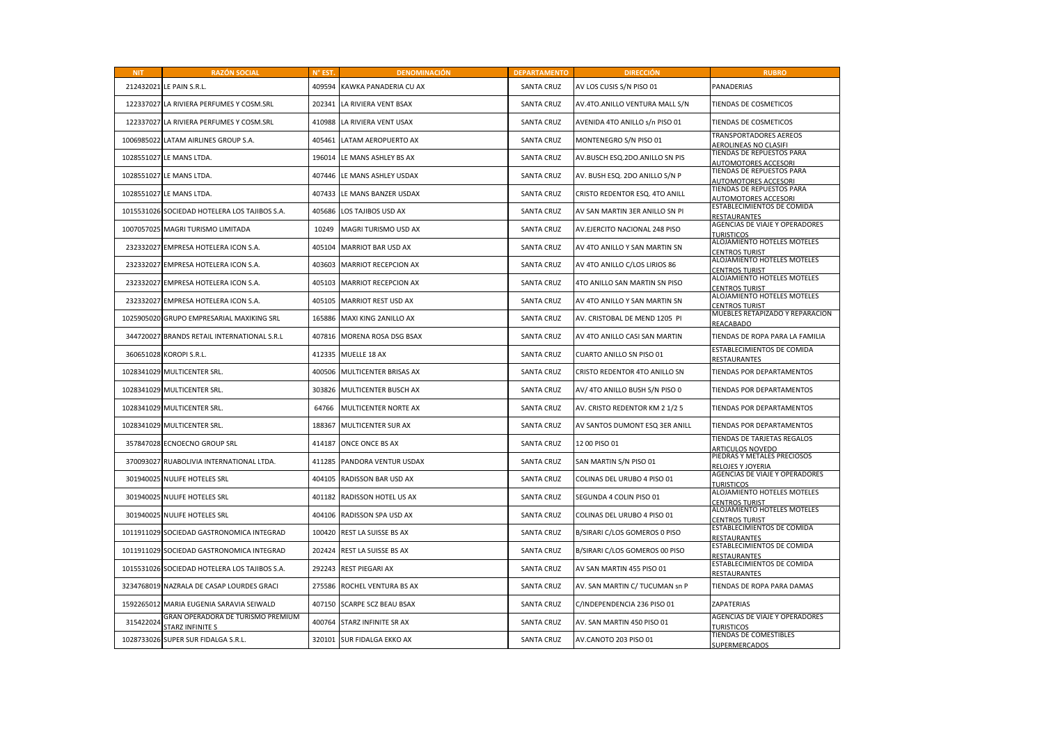| NIT | RAZÓN SOCIAL | N° EST. | DENOMINACIÓN | DEPARTAMENTO | DIRECCIÓN | RUBRO |
|---|---|---|---|---|---|---|
| 212432021 | LE PAIN S.R.L. | 409594 | KAWKA PANADERIA CU AX | SANTA CRUZ | AV LOS CUSIS S/N PISO 01 | PANADERIAS |
| 122337027 | LA RIVIERA PERFUMES Y COSM.SRL | 202341 | LA RIVIERA VENT BSAX | SANTA CRUZ | AV.4TO.ANILLO VENTURA MALL S/N | TIENDAS DE COSMETICOS |
| 122337027 | LA RIVIERA PERFUMES Y COSM.SRL | 410988 | LA RIVIERA VENT USAX | SANTA CRUZ | AVENIDA 4TO ANILLO s/n PISO 01 | TIENDAS DE COSMETICOS |
| 1006985022 | LATAM AIRLINES GROUP S.A. | 405461 | LATAM AEROPUERTO AX | SANTA CRUZ | MONTENEGRO S/N PISO 01 | TRANSPORTADORES AEREOS AEROLINEAS NO CLASIFI |
| 1028551027 | LE MANS LTDA. | 196014 | LE MANS ASHLEY BS AX | SANTA CRUZ | AV.BUSCH ESQ.2DO.ANILLO SN PIS | TIENDAS DE REPUESTOS PARA AUTOMOTORES ACCESORI |
| 1028551027 | LE MANS LTDA. | 407446 | LE MANS ASHLEY USDAX | SANTA CRUZ | AV. BUSH ESQ. 2DO ANILLO S/N P | TIENDAS DE REPUESTOS PARA AUTOMOTORES ACCESORI |
| 1028551027 | LE MANS LTDA. | 407433 | LE MANS BANZER USDAX | SANTA CRUZ | CRISTO REDENTOR ESQ. 4TO ANILL | TIENDAS DE REPUESTOS PARA AUTOMOTORES ACCESORI |
| 1015531026 | SOCIEDAD HOTELERA LOS TAJIBOS S.A. | 405686 | LOS TAJIBOS USD AX | SANTA CRUZ | AV SAN MARTIN 3ER ANILLO SN PI | ESTABLECIMIENTOS DE COMIDA RESTAURANTES |
| 1007057025 | MAGRI TURISMO LIMITADA | 10249 | MAGRI TURISMO USD AX | SANTA CRUZ | AV.EJERCITO NACIONAL 248 PISO | AGENCIAS DE VIAJE Y OPERADORES TURISTICOS |
| 232332027 | EMPRESA HOTELERA ICON S.A. | 405104 | MARRIOT BAR USD AX | SANTA CRUZ | AV 4TO ANILLO Y SAN MARTIN SN | ALOJAMIENTO HOTELES MOTELES CENTROS TURIST |
| 232332027 | EMPRESA HOTELERA ICON S.A. | 403603 | MARRIOT RECEPCION AX | SANTA CRUZ | AV 4TO ANILLO C/LOS LIRIOS 86 | ALOJAMIENTO HOTELES MOTELES CENTROS TURIST |
| 232332027 | EMPRESA HOTELERA ICON S.A. | 405103 | MARRIOT RECEPCION AX | SANTA CRUZ | 4TO ANILLO SAN MARTIN SN PISO | ALOJAMIENTO HOTELES MOTELES CENTROS TURIST |
| 232332027 | EMPRESA HOTELERA ICON S.A. | 405105 | MARRIOT REST USD AX | SANTA CRUZ | AV 4TO ANILLO Y SAN MARTIN SN | ALOJAMIENTO HOTELES MOTELES CENTROS TURIST |
| 1025905020 | GRUPO EMPRESARIAL MAXIKING SRL | 165886 | MAXI KING 2ANILLO AX | SANTA CRUZ | AV. CRISTOBAL DE MEND 1205 PI | MUEBLES RETAPIZADO Y REPARACION REACABADO |
| 344720027 | BRANDS RETAIL INTERNATIONAL S.R.L | 407816 | MORENA ROSA DSG BSAX | SANTA CRUZ | AV 4TO ANILLO CASI SAN MARTIN | TIENDAS DE ROPA PARA LA FAMILIA |
| 360651028 | KOROPI S.R.L. | 412335 | MUELLE 18 AX | SANTA CRUZ | CUARTO ANILLO SN PISO 01 | ESTABLECIMIENTOS DE COMIDA RESTAURANTES |
| 1028341029 | MULTICENTER SRL. | 400506 | MULTICENTER BRISAS AX | SANTA CRUZ | CRISTO REDENTOR 4TO ANILLO SN | TIENDAS POR DEPARTAMENTOS |
| 1028341029 | MULTICENTER SRL. | 303826 | MULTICENTER BUSCH AX | SANTA CRUZ | AV/ 4TO ANILLO BUSH S/N PISO 0 | TIENDAS POR DEPARTAMENTOS |
| 1028341029 | MULTICENTER SRL. | 64766 | MULTICENTER NORTE AX | SANTA CRUZ | AV. CRISTO REDENTOR KM 2 1/2 5 | TIENDAS POR DEPARTAMENTOS |
| 1028341029 | MULTICENTER SRL. | 188367 | MULTICENTER SUR AX | SANTA CRUZ | AV SANTOS DUMONT ESQ 3ER ANILL | TIENDAS POR DEPARTAMENTOS |
| 357847028 | ECNOECNO GROUP SRL | 414187 | ONCE ONCE BS AX | SANTA CRUZ | 12 00 PISO 01 | TIENDAS DE TARJETAS REGALOS ARTICULOS NOVEDO |
| 370093027 | RUABOLIVIA INTERNATIONAL LTDA. | 411285 | PANDORA VENTUR USDAX | SANTA CRUZ | SAN MARTIN S/N PISO 01 | PIEDRAS Y METALES PRECIOSOS RELOJES Y JOYERIA |
| 301940025 | NULIFE HOTELES SRL | 404105 | RADISSON BAR USD AX | SANTA CRUZ | COLINAS DEL URUBO 4 PISO 01 | AGENCIAS DE VIAJE Y OPERADORES TURISTICOS |
| 301940025 | NULIFE HOTELES SRL | 401182 | RADISSON HOTEL US AX | SANTA CRUZ | SEGUNDA 4 COLIN PISO 01 | ALOJAMIENTO HOTELES MOTELES CENTROS TURIST |
| 301940025 | NULIFE HOTELES SRL | 404106 | RADISSON SPA USD AX | SANTA CRUZ | COLINAS DEL URUBO 4 PISO 01 | ALOJAMIENTO HOTELES MOTELES CENTROS TURIST |
| 1011911029 | SOCIEDAD GASTRONOMICA INTEGRAD | 100420 | REST LA SUISSE BS AX | SANTA CRUZ | B/SIRARI C/LOS GOMEROS 0 PISO | ESTABLECIMIENTOS DE COMIDA RESTAURANTES |
| 1011911029 | SOCIEDAD GASTRONOMICA INTEGRAD | 202424 | REST LA SUISSE BS AX | SANTA CRUZ | B/SIRARI C/LOS GOMEROS 00 PISO | ESTABLECIMIENTOS DE COMIDA RESTAURANTES |
| 1015531026 | SOCIEDAD HOTELERA LOS TAJIBOS S.A. | 292243 | REST PIEGARI AX | SANTA CRUZ | AV SAN MARTIN 455 PISO 01 | ESTABLECIMIENTOS DE COMIDA RESTAURANTES |
| 3234768019 | NAZRALA DE CASAP LOURDES GRACI | 275586 | ROCHEL VENTURA BS AX | SANTA CRUZ | AV. SAN MARTIN C/ TUCUMAN sn P | TIENDAS DE ROPA PARA DAMAS |
| 1592265012 | MARIA EUGENIA SARAVIA SEIWALD | 407150 | SCARPE SCZ BEAU BSAX | SANTA CRUZ | C/INDEPENDENCIA 236 PISO 01 | ZAPATERIAS |
| 315422024 | GRAN OPERADORA DE TURISMO PREMIUM STARZ INFINITE S | 400764 | STARZ INFINITE SR AX | SANTA CRUZ | AV. SAN MARTIN 450 PISO 01 | AGENCIAS DE VIAJE Y OPERADORES TURISTICOS |
| 1028733026 | SUPER SUR FIDALGA S.R.L. | 320101 | SUR FIDALGA EKKO AX | SANTA CRUZ | AV.CANOTO 203 PISO 01 | TIENDAS DE COMESTIBLES SUPERMERCADOS |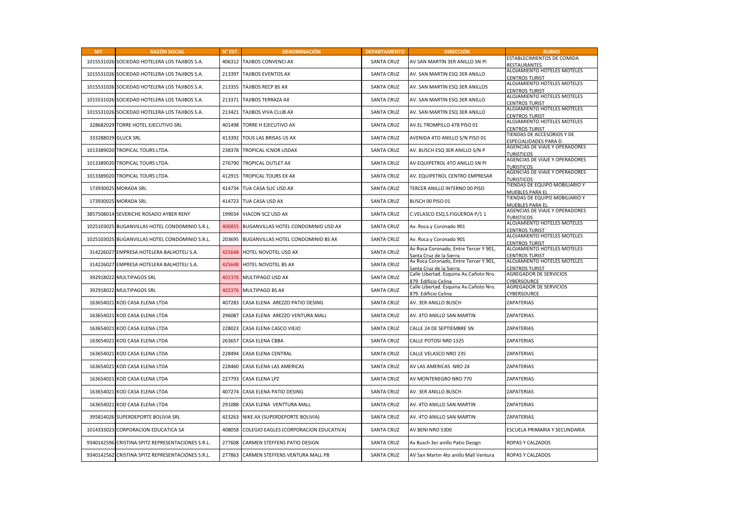| NIT | RAZÓN SOCIAL | N° EST. | DENOMINACIÓN | DEPARTAMENTO | DIRECCIÓN | RUBRO |
|---|---|---|---|---|---|---|
| 1015531026 | SOCIEDAD HOTELERA LOS TAJIBOS S.A. | 406312 | TAJIBOS CONVENCI AX | SANTA CRUZ | AV SAN MARTIN 3ER ANILLO SN PI | ESTABLECIMIENTOS DE COMIDA RESTAURANTES |
| 1015531026 | SOCIEDAD HOTELERA LOS TAJIBOS S.A. | 213397 | TAJIBOS EVENTOS AX | SANTA CRUZ | AV. SAN MARTIN ESQ 3ER ANILLO | ALOJAMIENTO HOTELES MOTELES CENTROS TURIST |
| 1015531026 | SOCIEDAD HOTELERA LOS TAJIBOS S.A. | 213355 | TAJIBOS RECP BS AX | SANTA CRUZ | AV. SAN MARTIN ESQ 3ER ANILLOS | ALOJAMIENTO HOTELES MOTELES CENTROS TURIST |
| 1015531026 | SOCIEDAD HOTELERA LOS TAJIBOS S.A. | 213371 | TAJIBOS TERRAZA AX | SANTA CRUZ | AV. SAN MARTIN ESQ 3ER ANILLO | ALOJAMIENTO HOTELES MOTELES CENTROS TURIST |
| 1015531026 | SOCIEDAD HOTELERA LOS TAJIBOS S.A. | 213421 | TAJIBOS VIVA CLUB AX | SANTA CRUZ | AV. SAN MARTIN ESQ 3ER ANILLO | ALOJAMIENTO HOTELES MOTELES CENTROS TURIST |
| 328682029 | TORRE HOTEL EJECUTIVO SRL | 401498 | TORRE H EJECUTIVO AX | SANTA CRUZ | AV.EL TROMPILLO 478 PISO 01 | ALOJAMIENTO HOTELES MOTELES CENTROS TURIST |
| 333288029 | GLUCK SRL | 413392 | TOUS LAS BRISAS US AX | SANTA CRUZ | AVENIDA 4TO ANILLO S/N PISO 01 | TIENDAS DE ACCESORIOS Y DE ESPECIALIDADES PARA D |
| 1013389020 | TROPICAL TOURS LTDA. | 238378 | TROPICAL ICNOR USDAX | SANTA CRUZ | AV. BUSCH ESQ 3ER ANILLO S/N P | AGENCIAS DE VIAJE Y OPERADORES TURISTICOS |
| 1013389020 | TROPICAL TOURS LTDA. | 276790 | TROPICAL OUTLET AX | SANTA CRUZ | AV EQUIPETROL 4TO ANILLO SN PI | AGENCIAS DE VIAJE Y OPERADORES TURISTICOS |
| 1013389020 | TROPICAL TOURS LTDA. | 412915 | TROPICAL TOURS EX AX | SANTA CRUZ | AV. EQUIPETROL CENTRO EMPRESAR | AGENCIAS DE VIAJE Y OPERADORES TURISTICOS |
| 173930025 | MORADA SRL | 414734 | TUA CASA SUC USD AX | SANTA CRUZ | TERCER ANILLO INTERNO 00 PISO | TIENDAS DE EQUIPO MOBILIARIO Y MUEBLES PARA EL |
| 173930025 | MORADA SRL | 414723 | TUA CASA USD AX | SANTA CRUZ | BUSCH 00 PISO 01 | TIENDAS DE EQUIPO MOBILIARIO Y MUEBLES PARA EL |
| 3857508014 | SEVERICHE ROSADO AYBER RENY | 199034 | VIACON SCZ USD AX | SANTA CRUZ | C.VELASCO ESQ.S.FIGUEROA P/1 1 | AGENCIAS DE VIAJE Y OPERADORES TURISTICOS |
| 1025103025 | BUGANVILLAS HOTEL CONDOMINIO S.R.L. | 406855 | BUGANVILLAS HOTEL CONDOMINIO USD AX | SANTA CRUZ | Av. Roca y Coronado 901 | ALOJAMIENTO HOTELES MOTELES CENTROS TURIST |
| 1025103025 | BUGANVILLAS HOTEL CONDOMINIO S.R.L. | 203695 | BUGANVILLAS HOTEL CONDOMINIO BS AX | SANTA CRUZ | Av. Roca y Coronado 901 | ALOJAMIENTO HOTELES MOTELES CENTROS TURIST |
| 314226027 | EMPRESA HOTELERA BALHOTELI S.A. | 425648 | HOTEL NOVOTEL USD AX | SANTA CRUZ | Av Roca Coronado, Entre Tercer Y 901, Santa Cruz de la Sierra | ALOJAMIENTO HOTELES MOTELES CENTROS TURIST |
| 314226027 | EMPRESA HOTELERA BALHOTELI S.A. | 425648 | HOTEL NOVOTEL BS AX | SANTA CRUZ | Av Roca Coronado, Entre Tercer Y 901, Santa Cruz de la Sierra | ALOJAMIENTO HOTELES MOTELES CENTROS TURIST |
| 392918022 | MULTIPAGOS SRL | 402376 | MULTIPAGO USD AX | SANTA CRUZ | Calle Libertad. Esquina Av.Cañoto Nro. 879. Edificio Celina | AGREGADOR DE SERVICIOS CYBERSOURCE |
| 392918022 | MULTIPAGOS SRL | 402376 | MULTIPAGO BS AX | SANTA CRUZ | Calle Libertad. Esquina Av.Cañoto Nro. 879. Edificio Celina | AGREGADOR DE SERVICIOS CYBERSOURCE |
| 163654021 | KOD CASA ELENA LTDA | 407283 | CASA ELENA AREZZO PATIO DESING | SANTA CRUZ | AV. 3ER ANILLO BUSCH | ZAPATERIAS |
| 163654021 | KOD CASA ELENA LTDA | 296087 | CASA ELENA AREZZO VENTURA MALL | SANTA CRUZ | AV. 4TO ANILLO SAN MARTIN | ZAPATERIAS |
| 163654021 | KOD CASA ELENA LTDA | 228023 | CASA ELENA CASCO VIEJO | SANTA CRUZ | CALLE 24 DE SEPTIEMBRE SN | ZAPATERIAS |
| 163654021 | KOD CASA ELENA LTDA | 263657 | CASA ELENA CBBA | SANTA CRUZ | CALLE POTOSI NR0 1325 | ZAPATERIAS |
| 163654021 | KOD CASA ELENA LTDA | 228494 | CASA ELENA CENTRAL | SANTA CRUZ | CALLE VELASCO NRO 235 | ZAPATERIAS |
| 163654021 | KOD CASA ELENA LTDA | 228460 | CASA ELENA LAS AMERICAS | SANTA CRUZ | AV LAS AMERICAS NRO 24 | ZAPATERIAS |
| 163654021 | KOD CASA ELENA LTDA | 227793 | CASA ELENA LPZ | SANTA CRUZ | AV MONTENEGRO NRO 770 | ZAPATERIAS |
| 163654021 | KOD CASA ELENA LTDA | 407274 | CASA ELENA PATIO DESING | SANTA CRUZ | AV. 3ER ANILLO BUSCH | ZAPATERIAS |
| 163654021 | KOD CASA ELENA LTDA | 291088 | CASA ELENA VENTTURA MALL | SANTA CRUZ | AV. 4TO ANILLO SAN MARTIN | ZAPATERIAS |
| 395814026 | SUPERDEPORTE BOLIVIA SRL | 423263 | NIKE AX (SUPERDEPORTE BOLIVIA) | SANTA CRUZ | AV. 4TO ANILLO SAN MARTIN | ZAPATERIAS |
| 1014333023 | CORPORACION EDUCATICA SA | 408058 | COLEGIO EAGLES (CORPORACION EDUCATIVA) | SANTA CRUZ | AV BENI NRO 5300 | ESCUELA PRIMARIA Y SECUNDARIA |
| 9340142596 | CRISTINA SPITZ REPRESENTACIONES S.R.L. | 277608 | CARMEN STEFFENS PATIO DESIGN | SANTA CRUZ | Av Busch 3er anillo Patio Design | ROPAS Y CALZADOS |
| 9340142562 | CRISTINA SPITZ REPRESENTACIONES S.R.L. | 277863 | CARMEN STEFFENS VENTURA MALL PB | SANTA CRUZ | AV San Martin 4to anillo Mall Ventura | ROPAS Y CALZADOS |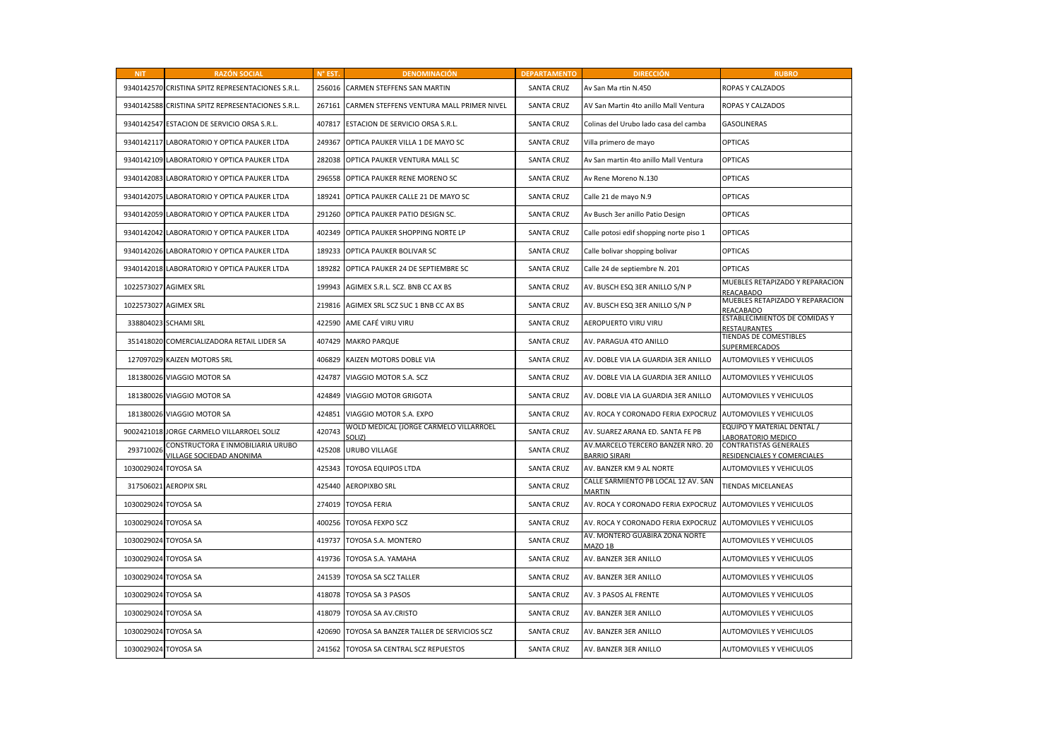| NIT | RAZÓN SOCIAL | N° EST. | DENOMINACIÓN | DEPARTAMENTO | DIRECCIÓN | RUBRO |
|---|---|---|---|---|---|---|
| 9340142570 | CRISTINA SPITZ REPRESENTACIONES S.R.L. | 256016 | CARMEN STEFFENS SAN MARTIN | SANTA CRUZ | Av San Ma rtin N.450 | ROPAS Y CALZADOS |
| 9340142588 | CRISTINA SPITZ REPRESENTACIONES S.R.L. | 267161 | CARMEN STEFFENS VENTURA MALL PRIMER NIVEL | SANTA CRUZ | AV San Martin 4to anillo Mall Ventura | ROPAS Y CALZADOS |
| 9340142547 | ESTACION DE SERVICIO ORSA S.R.L. | 407817 | ESTACION DE SERVICIO ORSA S.R.L. | SANTA CRUZ | Colinas del Urubo lado casa del camba | GASOLINERAS |
| 9340142117 | LABORATORIO Y OPTICA PAUKER LTDA | 249367 | OPTICA PAUKER VILLA 1 DE MAYO SC | SANTA CRUZ | Villa primero de mayo | OPTICAS |
| 9340142109 | LABORATORIO Y OPTICA PAUKER LTDA | 282038 | OPTICA PAUKER VENTURA MALL SC | SANTA CRUZ | Av San martin 4to anillo Mall Ventura | OPTICAS |
| 9340142083 | LABORATORIO Y OPTICA PAUKER LTDA | 296558 | OPTICA PAUKER RENE MORENO SC | SANTA CRUZ | Av Rene Moreno N.130 | OPTICAS |
| 9340142075 | LABORATORIO Y OPTICA PAUKER LTDA | 189241 | OPTICA PAUKER CALLE 21 DE MAYO SC | SANTA CRUZ | Calle 21 de mayo N.9 | OPTICAS |
| 9340142059 | LABORATORIO Y OPTICA PAUKER LTDA | 291260 | OPTICA PAUKER PATIO DESIGN SC. | SANTA CRUZ | Av Busch 3er anillo Patio Design | OPTICAS |
| 9340142042 | LABORATORIO Y OPTICA PAUKER LTDA | 402349 | OPTICA PAUKER SHOPPING NORTE LP | SANTA CRUZ | Calle potosi edif shopping norte piso 1 | OPTICAS |
| 9340142026 | LABORATORIO Y OPTICA PAUKER LTDA | 189233 | OPTICA PAUKER BOLIVAR SC | SANTA CRUZ | Calle bolivar shopping bolivar | OPTICAS |
| 9340142018 | LABORATORIO Y OPTICA PAUKER LTDA | 189282 | OPTICA PAUKER 24 DE SEPTIEMBRE SC | SANTA CRUZ | Calle 24 de septiembre N. 201 | OPTICAS |
| 1022573027 | AGIMEX SRL | 199943 | AGIMEX S.R.L. SCZ. BNB CC AX BS | SANTA CRUZ | AV. BUSCH ESQ 3ER ANILLO S/N P | MUEBLES RETAPIZADO Y REPARACION REACABADO |
| 1022573027 | AGIMEX SRL | 219816 | AGIMEX SRL SCZ SUC 1 BNB CC AX BS | SANTA CRUZ | AV. BUSCH ESQ 3ER ANILLO S/N P | MUEBLES RETAPIZADO Y REPARACION REACABADO |
| 338804023 | SCHAMI SRL | 422590 | AME CAFÉ VIRU VIRU | SANTA CRUZ | AEROPUERTO VIRU VIRU | ESTABLECIMIENTOS DE COMIDAS Y RESTAURANTES |
| 351418020 | COMERCIALIZADORA RETAIL LIDER SA | 407429 | MAKRO PARQUE | SANTA CRUZ | AV. PARAGUA 4TO ANILLO | TIENDAS DE COMESTIBLES SUPERMERCADOS |
| 127097029 | KAIZEN MOTORS SRL | 406829 | KAIZEN MOTORS DOBLE VIA | SANTA CRUZ | AV. DOBLE VIA LA GUARDIA 3ER ANILLO | AUTOMOVILES Y VEHICULOS |
| 181380026 | VIAGGIO MOTOR SA | 424787 | VIAGGIO MOTOR S.A. SCZ | SANTA CRUZ | AV. DOBLE VIA LA GUARDIA 3ER ANILLO | AUTOMOVILES Y VEHICULOS |
| 181380026 | VIAGGIO MOTOR SA | 424849 | VIAGGIO MOTOR GRIGOTA | SANTA CRUZ | AV. DOBLE VIA LA GUARDIA 3ER ANILLO | AUTOMOVILES Y VEHICULOS |
| 181380026 | VIAGGIO MOTOR SA | 424851 | VIAGGIO MOTOR S.A. EXPO | SANTA CRUZ | AV. ROCA Y CORONADO FERIA EXPOCRUZ | AUTOMOVILES Y VEHICULOS |
| 9002421018 | JORGE CARMELO VILLARROEL SOLIZ | 420743 | WOLD MEDICAL (JORGE CARMELO VILLARROEL SOLIZ) | SANTA CRUZ | AV. SUAREZ ARANA ED. SANTA FE PB | EQUIPO Y MATERIAL DENTAL / LABORATORIO MEDICO |
| 293710026 | CONSTRUCTORA E INMOBILIARIA URUBO VILLAGE SOCIEDAD ANONIMA | 425208 | URUBO VILLAGE | SANTA CRUZ | AV.MARCELO TERCERO BANZER NRO. 20 BARRIO SIRARI | CONTRATISTAS GENERALES RESIDENCIALES Y COMERCIALES |
| 1030029024 | TOYOSA SA | 425343 | TOYOSA EQUIPOS LTDA | SANTA CRUZ | AV. BANZER KM 9 AL NORTE | AUTOMOVILES Y VEHICULOS |
| 317506021 | AEROPIX SRL | 425440 | AEROPIXBO SRL | SANTA CRUZ | CALLE SARMIENTO PB LOCAL 12 AV. SAN MARTIN | TIENDAS MICELANEAS |
| 1030029024 | TOYOSA SA | 274019 | TOYOSA FERIA | SANTA CRUZ | AV. ROCA Y CORONADO FERIA EXPOCRUZ | AUTOMOVILES Y VEHICULOS |
| 1030029024 | TOYOSA SA | 400256 | TOYOSA FEXPO SCZ | SANTA CRUZ | AV. ROCA Y CORONADO FERIA EXPOCRUZ | AUTOMOVILES Y VEHICULOS |
| 1030029024 | TOYOSA SA | 419737 | TOYOSA S.A. MONTERO | SANTA CRUZ | AV. MONTERO GUABIRA ZONA NORTE MAZO 1B | AUTOMOVILES Y VEHICULOS |
| 1030029024 | TOYOSA SA | 419736 | TOYOSA S.A. YAMAHA | SANTA CRUZ | AV. BANZER 3ER ANILLO | AUTOMOVILES Y VEHICULOS |
| 1030029024 | TOYOSA SA | 241539 | TOYOSA SA SCZ TALLER | SANTA CRUZ | AV. BANZER 3ER ANILLO | AUTOMOVILES Y VEHICULOS |
| 1030029024 | TOYOSA SA | 418078 | TOYOSA SA 3 PASOS | SANTA CRUZ | AV. 3 PASOS AL FRENTE | AUTOMOVILES Y VEHICULOS |
| 1030029024 | TOYOSA SA | 418079 | TOYOSA SA AV.CRISTO | SANTA CRUZ | AV. BANZER 3ER ANILLO | AUTOMOVILES Y VEHICULOS |
| 1030029024 | TOYOSA SA | 420690 | TOYOSA SA BANZER TALLER DE SERVICIOS SCZ | SANTA CRUZ | AV. BANZER 3ER ANILLO | AUTOMOVILES Y VEHICULOS |
| 1030029024 | TOYOSA SA | 241562 | TOYOSA SA CENTRAL SCZ REPUESTOS | SANTA CRUZ | AV. BANZER 3ER ANILLO | AUTOMOVILES Y VEHICULOS |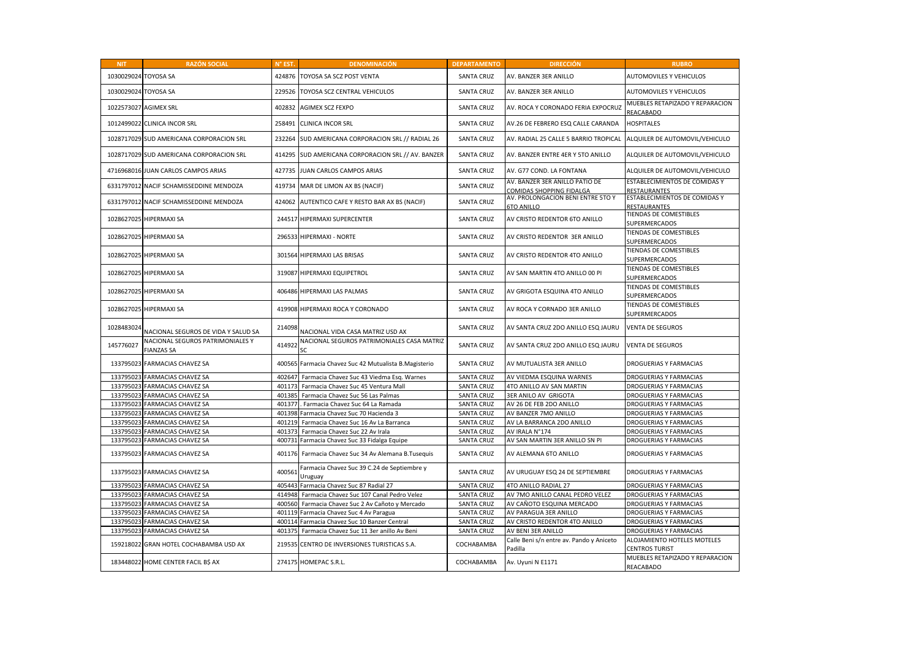| NIT | RAZÓN SOCIAL | N° EST. | DENOMINACIÓN | DEPARTAMENTO | DIRECCIÓN | RUBRO |
|---|---|---|---|---|---|---|
| 1030029024 | TOYOSA SA | 424876 | TOYOSA SA SCZ POST VENTA | SANTA CRUZ | AV. BANZER 3ER ANILLO | AUTOMOVILES Y VEHICULOS |
| 1030029024 | TOYOSA SA | 229526 | TOYOSA SCZ CENTRAL VEHICULOS | SANTA CRUZ | AV. BANZER 3ER ANILLO | AUTOMOVILES Y VEHICULOS |
| 1022573027 | AGIMEX SRL | 402832 | AGIMEX SCZ FEXPO | SANTA CRUZ | AV. ROCA Y CORONADO FERIA EXPOCRUZ | MUEBLES RETAPIZADO Y REPARACION REACABADO |
| 1012499022 | CLINICA INCOR SRL | 258491 | CLINICA INCOR SRL | SANTA CRUZ | AV.26 DE FEBRERO ESQ CALLE CARANDA | HOSPITALES |
| 1028717029 | SUD AMERICANA CORPORACION SRL | 232264 | SUD AMERICANA CORPORACION SRL // RADIAL 26 | SANTA CRUZ | AV. RADIAL 25 CALLE 5 BARRIO TROPICAL | ALQUILER DE AUTOMOVIL/VEHICULO |
| 1028717029 | SUD AMERICANA CORPORACION SRL | 414295 | SUD AMERICANA CORPORACION SRL // AV. BANZER | SANTA CRUZ | AV. BANZER ENTRE 4ER Y 5TO ANILLO | ALQUILER DE AUTOMOVIL/VEHICULO |
| 4716968016 | JUAN CARLOS CAMPOS ARIAS | 427735 | JUAN CARLOS CAMPOS ARIAS | SANTA CRUZ | AV. G77 COND. LA FONTANA | ALQUILER DE AUTOMOVIL/VEHICULO |
| 6331797012 | NACIF SCHAMISSEDDINE MENDOZA | 419734 | MAR DE LIMON AX BS (NACIF) | SANTA CRUZ | AV. BANZER 3ER ANILLO PATIO DE COMIDAS SHOPPING FIDALGA | ESTABLECIMIENTOS DE COMIDAS Y RESTAURANTES |
| 6331797012 | NACIF SCHAMISSEDDINE MENDOZA | 424062 | AUTENTICO CAFE Y RESTO BAR AX BS (NACIF) | SANTA CRUZ | AV. PROLONGACION BENI ENTRE 5TO Y 6TO ANILLO | ESTABLECIMIENTOS DE COMIDAS Y RESTAURANTES |
| 1028627025 | HIPERMAXI SA | 244517 | HIPERMAXI SUPERCENTER | SANTA CRUZ | AV CRISTO REDENTOR 6TO ANILLO | TIENDAS DE COMESTIBLES SUPERMERCADOS |
| 1028627025 | HIPERMAXI SA | 296533 | HIPERMAXI - NORTE | SANTA CRUZ | AV CRISTO REDENTOR 3ER ANILLO | TIENDAS DE COMESTIBLES SUPERMERCADOS |
| 1028627025 | HIPERMAXI SA | 301564 | HIPERMAXI LAS BRISAS | SANTA CRUZ | AV CRISTO REDENTOR 4TO ANILLO | TIENDAS DE COMESTIBLES SUPERMERCADOS |
| 1028627025 | HIPERMAXI SA | 319087 | HIPERMAXI EQUIPETROL | SANTA CRUZ | AV SAN MARTIN 4TO ANILLO 00 PI | TIENDAS DE COMESTIBLES SUPERMERCADOS |
| 1028627025 | HIPERMAXI SA | 406486 | HIPERMAXI LAS PALMAS | SANTA CRUZ | AV GRIGOTA ESQUINA 4TO ANILLO | TIENDAS DE COMESTIBLES SUPERMERCADOS |
| 1028627025 | HIPERMAXI SA | 419908 | HIPERMAXI ROCA Y CORONADO | SANTA CRUZ | AV ROCA Y CORNADO 3ER ANILLO | TIENDAS DE COMESTIBLES SUPERMERCADOS |
| 1028483024 | NACIONAL SEGUROS DE VIDA Y SALUD SA | 214098 | NACIONAL VIDA CASA MATRIZ USD AX | SANTA CRUZ | AV SANTA CRUZ 2DO ANILLO ESQ JAURU | VENTA DE SEGUROS |
| 145776027 | NACIONAL SEGUROS PATRIMONIALES Y FIANZAS SA | 414922 | NACIONAL SEGUROS PATRIMONIALES CASA MATRIZ SC | SANTA CRUZ | AV SANTA CRUZ 2DO ANILLO ESQ JAURU | VENTA DE SEGUROS |
| 133795023 | FARMACIAS CHAVEZ SA | 400565 | Farmacia Chavez Suc 42 Mutualista B.Magisterio | SANTA CRUZ | AV MUTUALISTA 3ER ANILLO | DROGUERIAS Y FARMACIAS |
| 133795023 | FARMACIAS CHAVEZ SA | 402647 | Farmacia Chavez Suc 43 Viedma Esq. Warnes | SANTA CRUZ | AV VIEDMA ESQUINA WARNES | DROGUERIAS Y FARMACIAS |
| 133795023 | FARMACIAS CHAVEZ SA | 401173 | Farmacia Chavez Suc 45 Ventura Mall | SANTA CRUZ | 4TO ANILLO AV SAN MARTIN | DROGUERIAS Y FARMACIAS |
| 133795023 | FARMACIAS CHAVEZ SA | 401385 | Farmacia Chavez Suc 56 Las Palmas | SANTA CRUZ | 3ER ANILO AV GRIGOTA | DROGUERIAS Y FARMACIAS |
| 133795023 | FARMACIAS CHAVEZ SA | 401377 | . Farmacia Chavez Suc 64 La Ramada | SANTA CRUZ | AV 26 DE FEB 2DO ANILLO | DROGUERIAS Y FARMACIAS |
| 133795023 | FARMACIAS CHAVEZ SA | 401398 | Farmacia Chavez Suc 70 Hacienda 3 | SANTA CRUZ | AV BANZER 7MO ANILLO | DROGUERIAS Y FARMACIAS |
| 133795023 | FARMACIAS CHAVEZ SA | 401219 | Farmacia Chavez Suc 16 Av La Barranca | SANTA CRUZ | AV LA BARRANCA 2DO ANILLO | DROGUERIAS Y FARMACIAS |
| 133795023 | FARMACIAS CHAVEZ SA | 401373 | Farmacia Chavez Suc 22 Av Irala | SANTA CRUZ | AV IRALA N°174 | DROGUERIAS Y FARMACIAS |
| 133795023 | FARMACIAS CHAVEZ SA | 400731 | Farmacia Chavez Suc 33 Fidalga Equipe | SANTA CRUZ | AV SAN MARTIN 3ER ANILLO SN PI | DROGUERIAS Y FARMACIAS |
| 133795023 | FARMACIAS CHAVEZ SA | 401176 | Farmacia Chavez Suc 34 Av Alemana B.Tusequis | SANTA CRUZ | AV ALEMANA 6TO ANILLO | DROGUERIAS Y FARMACIAS |
| 133795023 | FARMACIAS CHAVEZ SA | 400561 | Farmacia Chavez Suc 39 C.24 de Septiembre y Uruguay | SANTA CRUZ | AV URUGUAY ESQ 24 DE SEPTIEMBRE | DROGUERIAS Y FARMACIAS |
| 133795023 | FARMACIAS CHAVEZ SA | 405443 | Farmacia Chavez Suc 87 Radial 27 | SANTA CRUZ | 4TO ANILLO RADIAL 27 | DROGUERIAS Y FARMACIAS |
| 133795023 | FARMACIAS CHAVEZ SA | 414948 | Farmacia Chavez Suc 107 Canal Pedro Velez | SANTA CRUZ | AV 7MO ANILLO CANAL PEDRO VELEZ | DROGUERIAS Y FARMACIAS |
| 133795023 | FARMACIAS CHAVEZ SA | 400560 | Farmacia Chavez Suc 2 Av Cañoto y Mercado | SANTA CRUZ | AV CAÑOTO ESQUINA MERCADO | DROGUERIAS Y FARMACIAS |
| 133795023 | FARMACIAS CHAVEZ SA | 401119 | Farmacia Chavez Suc 4 Av Paragua | SANTA CRUZ | AV PARAGUA 3ER ANILLO | DROGUERIAS Y FARMACIAS |
| 133795023 | FARMACIAS CHAVEZ SA | 400114 | Farmacia Chavez Suc 10 Banzer Central | SANTA CRUZ | AV CRISTO REDENTOR 4TO ANILLO | DROGUERIAS Y FARMACIAS |
| 133795023 | FARMACIAS CHAVEZ SA | 401375 | Farmacia Chavez Suc 11 3er anillo Av Beni | SANTA CRUZ | AV BENI 3ER ANILLO | DROGUERIAS Y FARMACIAS |
| 159218022 | GRAN HOTEL COCHABAMBA USD AX | 219535 | CENTRO DE INVERSIONES TURISTICAS S.A. | COCHABAMBA | Calle Beni s/n entre av. Pando y Aniceto Padilla | ALOJAMIENTO HOTELES MOTELES CENTROS TURIST |
| 183448022 | HOME CENTER FACIL B$ AX | 274175 | HOMEPAC S.R.L. | COCHABAMBA | Av. Uyuni N E1171 | MUEBLES RETAPIZADO Y REPARACION REACABADO |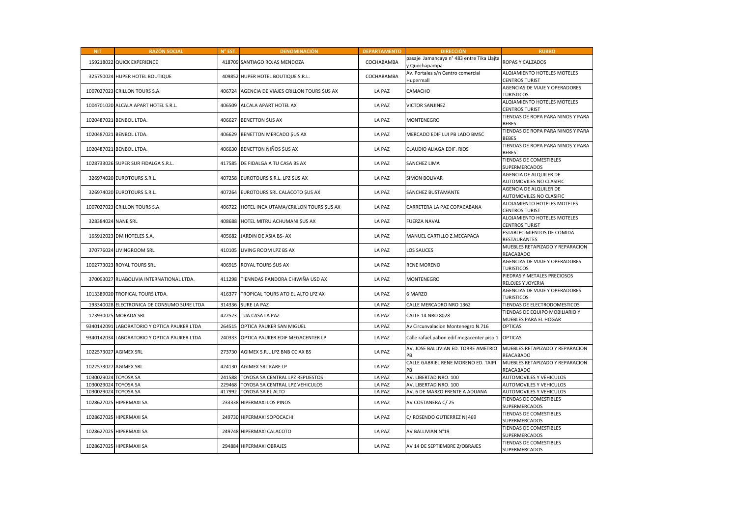| NIT | RAZÓN SOCIAL | N° EST. | DENOMINACIÓN | DEPARTAMENTO | DIRECCIÓN | RUBRO |
|---|---|---|---|---|---|---|
| 159218022 | QUICK EXPERIENCE | 418709 | SANTIAGO ROJAS MENDOZA | COCHABAMBA | pasaje Jamancaya n° 483 entre Tika Llajta y Quochapampa | ROPAS Y CALZADOS |
| 325750024 | HUPER HOTEL BOUTIQUE | 409852 | HUPER HOTEL BOUTIQUE S.R.L. | COCHABAMBA | Av. Portales s/n Centro comercial Hupermall | ALOJAMIENTO HOTELES MOTELES CENTROS TURIST |
| 1007027023 | CRILLON TOURS S.A. | 406724 | AGENCIA DE VIAJES CRILLON TOURS $US AX | LA PAZ | CAMACHO | AGENCIAS DE VIAJE Y OPERADORES TURISTICOS |
| 1004701020 | ALCALA APART HOTEL S.R.L. | 406509 | ALCALA APART HOTEL AX | LA PAZ | VICTOR SANJINEZ | ALOJAMIENTO HOTELES MOTELES CENTROS TURIST |
| 1020487021 | BENBOL LTDA. | 406627 | BENETTON $US AX | LA PAZ | MONTENEGRO | TIENDAS DE ROPA PARA NINOS Y PARA BEBES |
| 1020487021 | BENBOL LTDA. | 406629 | BENETTON MERCADO $US AX | LA PAZ | MERCADO EDIF LUI PB LADO BMSC | TIENDAS DE ROPA PARA NINOS Y PARA BEBES |
| 1020487021 | BENBOL LTDA. | 406630 | BENETTON NIÑOS $US AX | LA PAZ | CLAUDIO ALIAGA EDIF. RIOS | TIENDAS DE ROPA PARA NINOS Y PARA BEBES |
| 1028733026 | SUPER SUR FIDALGA S.R.L. | 417585 | DE FIDALGA A TU CASA BS AX | LA PAZ | SANCHEZ LIMA | TIENDAS DE COMESTIBLES SUPERMERCADOS |
| 326974020 | EUROTOURS S.R.L. | 407258 | EUROTOURS S.R.L. LPZ $US AX | LA PAZ | SIMON BOLIVAR | AGENCIA DE ALQUILER DE AUTOMOVILES NO CLASIFIC |
| 326974020 | EUROTOURS S.R.L. | 407264 | EUROTOURS SRL CALACOTO $US AX | LA PAZ | SANCHEZ BUSTAMANTE | AGENCIA DE ALQUILER DE AUTOMOVILES NO CLASIFIC |
| 1007027023 | CRILLON TOURS S.A. | 406722 | HOTEL INCA UTAMA/CRILLON TOURS $US AX | LA PAZ | CARRETERA LA PAZ COPACABANA | ALOJAMIENTO HOTELES MOTELES CENTROS TURIST |
| 328384024 | NANE SRL | 408688 | HOTEL MITRU ACHUMANI $US AX | LA PAZ | FUERZA NAVAL | ALOJAMIENTO HOTELES MOTELES CENTROS TURIST |
| 165912023 | DM HOTELES S.A. | 405682 | JARDIN DE ASIA BS- AX | LA PAZ | MANUEL CARTILLO Z.MECAPACA | ESTABLECIMIENTOS DE COMIDA RESTAURANTES |
| 370776024 | LIVINGROOM SRL | 410105 | LIVING ROOM LPZ BS AX | LA PAZ | LOS SAUCES | MUEBLES RETAPIZADO Y REPARACION REACABADO |
| 1002773023 | ROYAL TOURS SRL | 406915 | ROYAL TOURS $US AX | LA PAZ | RENE MORENO | AGENCIAS DE VIAJE Y OPERADORES TURISTICOS |
| 370093027 | RUABOLIVIA INTERNATIONAL LTDA. | 411298 | TIENNDAS PANDORA CHIWIÑA USD AX | LA PAZ | MONTENEGRO | PIEDRAS Y METALES PRECIOSOS RELOJES Y JOYERIA |
| 1013389020 | TROPICAL TOURS LTDA. | 416377 | TROPICAL TOURS ATO EL ALTO LPZ AX | LA PAZ | 6 MARZO | AGENCIAS DE VIAJE Y OPERADORES TURISTICOS |
| 193340028 | ELECTRONICA DE CONSUMO SURE LTDA | 314336 | SURE LA PAZ | LA PAZ | CALLE MERCADRO NRO 1362 | TIENDAS DE ELECTRODOMESTICOS |
| 173930025 | MORADA SRL | 422523 | TUA CASA LA PAZ | LA PAZ | CALLE 14 NRO 8028 | TIENDAS DE EQUIPO MOBILIARIO Y MUEBLES PARA EL HOGAR |
| 9340142091 | LABORATORIO Y OPTICA PAUKER LTDA | 264515 | OPTICA PAUKER SAN MIGUEL | LA PAZ | Av Circunvalacion Montenegro N.716 | OPTICAS |
| 9340142034 | LABORATORIO Y OPTICA PAUKER LTDA | 240333 | OPTICA PAUKER EDIF MEGACENTER LP | LA PAZ | Calle rafael pabon edif megacenter piso 1 | OPTICAS |
| 1022573027 | AGIMEX SRL | 273730 | AGIMEX S.R.L LPZ BNB CC AX BS | LA PAZ | AV. JOSE BALLIVIAN ED. TORRE AMETRIO PB | MUEBLES RETAPIZADO Y REPARACION REACABADO |
| 1022573027 | AGIMEX SRL | 424130 | AGIMEX SRL KARE LP | LA PAZ | CALLE GABRIEL RENE MORENO ED. TAIPI PB | MUEBLES RETAPIZADO Y REPARACION REACABADO |
| 1030029024 | TOYOSA SA | 241588 | TOYOSA SA CENTRAL LPZ REPUESTOS | LA PAZ | AV. LIBERTAD NRO. 100 | AUTOMOVILES Y VEHICULOS |
| 1030029024 | TOYOSA SA | 229468 | TOYOSA SA CENTRAL LPZ VEHICULOS | LA PAZ | AV. LIBERTAD NRO. 100 | AUTOMOVILES Y VEHICULOS |
| 1030029024 | TOYOSA SA | 417992 | TOYOSA SA EL ALTO | LA PAZ | AV. 6 DE MARZO FRENTE A ADUANA | AUTOMOVILES Y VEHICULOS |
| 1028627025 | HIPERMAXI SA | 233338 | HIPERMAXI LOS PINOS | LA PAZ | AV COSTANERA C/ 25 | TIENDAS DE COMESTIBLES SUPERMERCADOS |
| 1028627025 | HIPERMAXI SA | 249730 | HIPERMAXI SOPOCACHI | LA PAZ | C/ ROSENDO GUTIERREZ N\|469 | TIENDAS DE COMESTIBLES SUPERMERCADOS |
| 1028627025 | HIPERMAXI SA | 249748 | HIPERMAXI CALACOTO | LA PAZ | AV BALLIVIAN N°19 | TIENDAS DE COMESTIBLES SUPERMERCADOS |
| 1028627025 | HIPERMAXI SA | 294884 | HIPERMAXI OBRAJES | LA PAZ | AV 14 DE SEPTIEMBRE Z/OBRAJES | TIENDAS DE COMESTIBLES SUPERMERCADOS |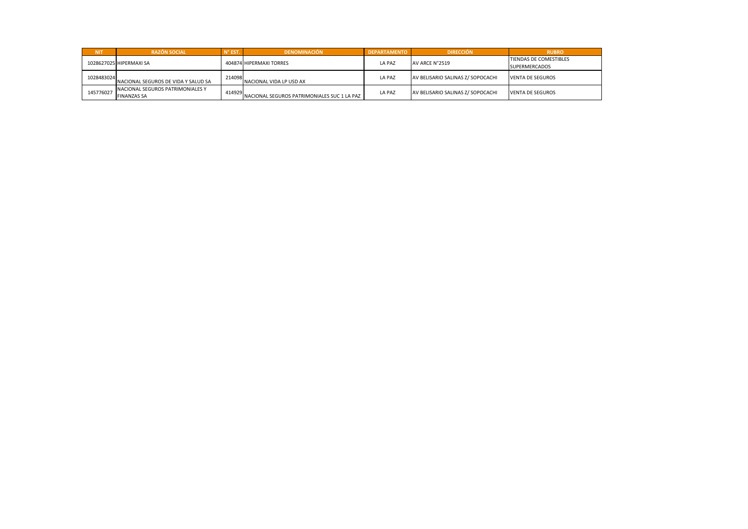| NIT | RAZÓN SOCIAL | N° EST. | DENOMINACIÓN | DEPARTAMENTO | DIRECCIÓN | RUBRO |
|---|---|---|---|---|---|---|
| 1028627025 | HIPERMAXI SA | 404874 | HIPERMAXI TORRES | LA PAZ | AV ARCE N°2519 | TIENDAS DE COMESTIBLES SUPERMERCADOS |
| 1028483024 | NACIONAL SEGUROS DE VIDA Y SALUD SA | 214098 | NACIONAL VIDA LP USD AX | LA PAZ | AV BELISARIO SALINAS Z/ SOPOCACHI | VENTA DE SEGUROS |
| 145776027 | NACIONAL SEGUROS PATRIMONIALES Y FINANZAS SA | 414929 | NACIONAL SEGUROS PATRIMONIALES SUC 1 LA PAZ | LA PAZ | AV BELISARIO SALINAS Z/ SOPOCACHI | VENTA DE SEGUROS |